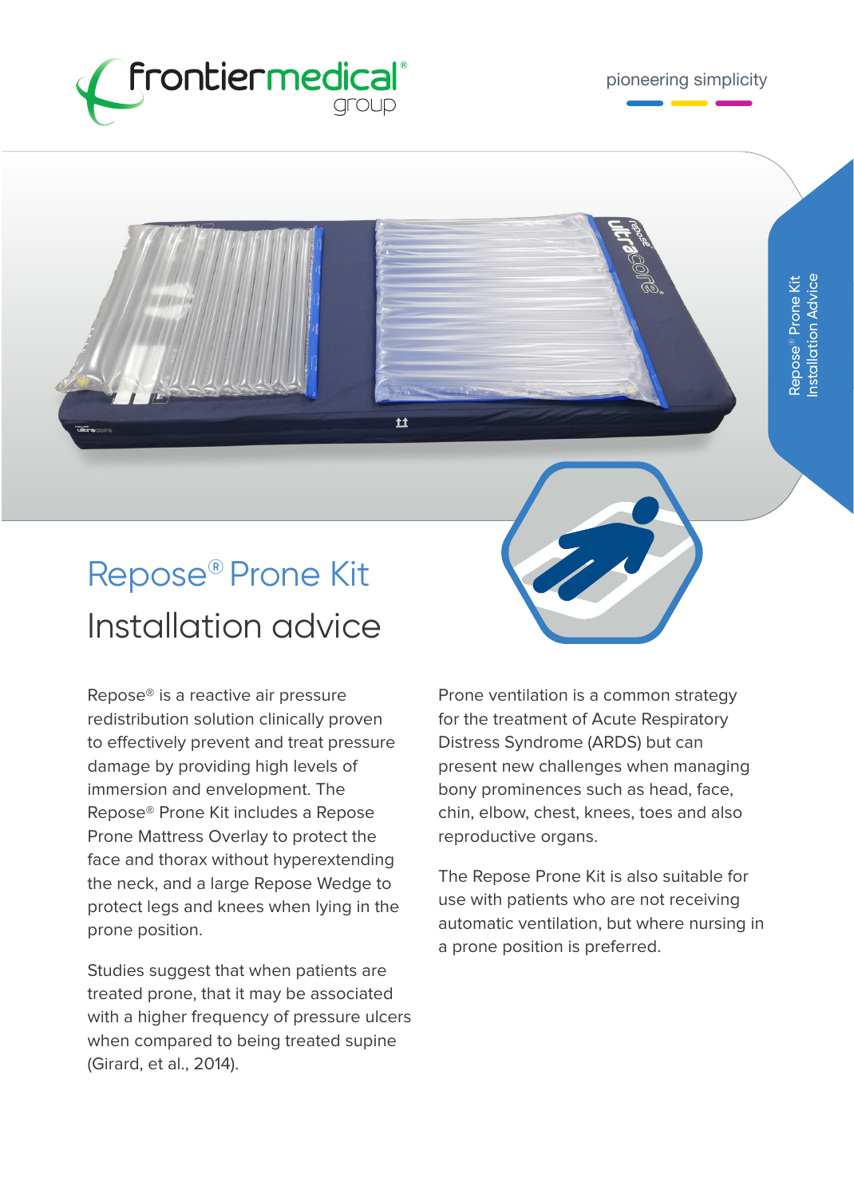# Repose® Prone Kit

## Installation advice

Repose® is a reactive air pressure redistribution solution clinically proven to effectively prevent and treat pressure damage by providing high levels of immersion and envelopment. The Repose® Prone Kit includes a Repose Prone Mattress Overlay to protect the face and thorax without hyperextending the neck, and a large Repose Wedge to protect legs and knees when lying in the prone position.

Studies suggest that when patients are treated prone, that it may be associated with a higher frequency of pressure ulcers when compared to being treated supine (Girard, et al., 2014).

Prone ventilation is a common strategy for the treatment of Acute Respiratory Distress Syndrome (ARDS) but can present new challenges when managing bony prominences such as head, face, chin, elbow, chest, knees, toes and also reproductive organs.

The Repose Prone Kit is also suitable for use with patients who are not receiving automatic ventilation, but where nursing in a prone position is preferred.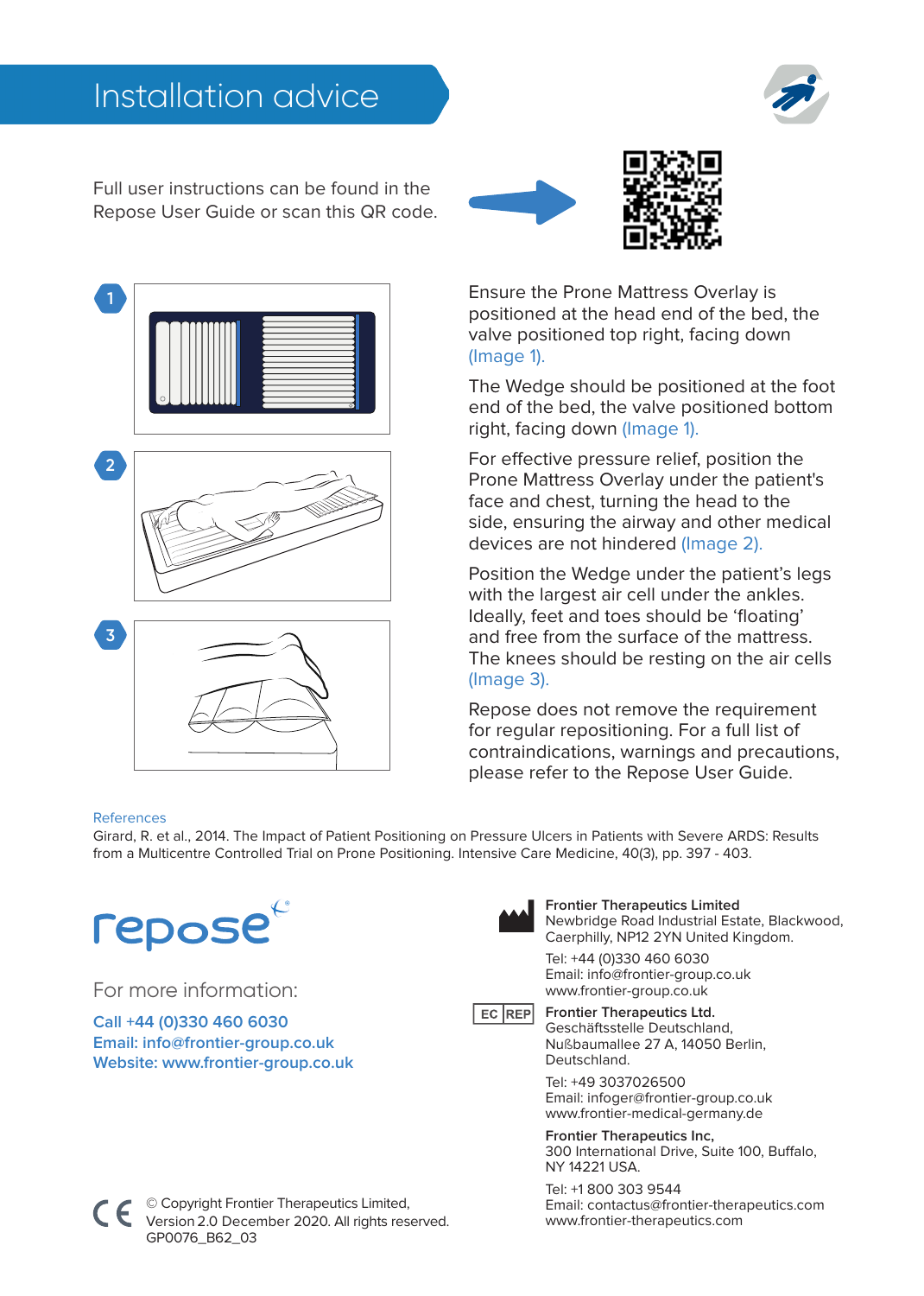# Installation advice

Full user instructions can be found in the Repose User Guide or scan this QR code.

1

2

3

Ensure the Prone Mattress Overlay is positioned at the head end of the bed, the valve positioned top right, facing down (Image 1).

The Wedge should be positioned at the foot end of the bed, the valve positioned bottom right, facing down (Image 1).

For effective pressure relief, position the Prone Mattress Overlay under the patient's face and chest, turning the head to the side, ensuring the airway and other medical devices are not hindered (Image 2).

Position the Wedge under the patient's legs with the largest air cell under the ankles. Ideally, feet and toes should be 'floating' and free from the surface of the mattress. The knees should be resting on the air cells (Image 3).

Repose does not remove the requirement for regular repositioning. For a full list of contraindications, warnings and precautions, please refer to the Repose User Guide.

References

Girard, R. et al., 2014. The Impact of Patient Positioning on Pressure Ulcers in Patients with Severe ARDS: Results from a Multicentre Controlled Trial on Prone Positioning. Intensive Care Medicine, 40(3), pp. 397 - 403.

repose®

For more information:

**Call +44 (0)330 460 6030**
**Email: info@frontier-group.co.uk**
**Website: www.frontier-group.co.uk**

**Frontier Therapeutics Limited**
Newbridge Road Industrial Estate, Blackwood, Caerphilly, NP12 2YN United Kingdom.

Tel: +44 (0)330 460 6030
Email: info@frontier-group.co.uk
www.frontier-group.co.uk

EC REP

**Frontier Therapeutics Ltd.**
Geschäftsstelle Deutschland,
Nußbaumallee 27 A, 14050 Berlin,
Deutschland.

Tel: +49 3037026500
Email: infoger@frontier-group.co.uk
www.frontier-medical-germany.de

**Frontier Therapeutics Inc,**
300 International Drive, Suite 100, Buffalo, NY 14221 USA.

Tel: +1 800 303 9544
Email: contactus@frontier-therapeutics.com
www.frontier-therapeutics.com

CE

© Copyright Frontier Therapeutics Limited,
Version 2.0 December 2020. All rights reserved.
GP0076_B62_03